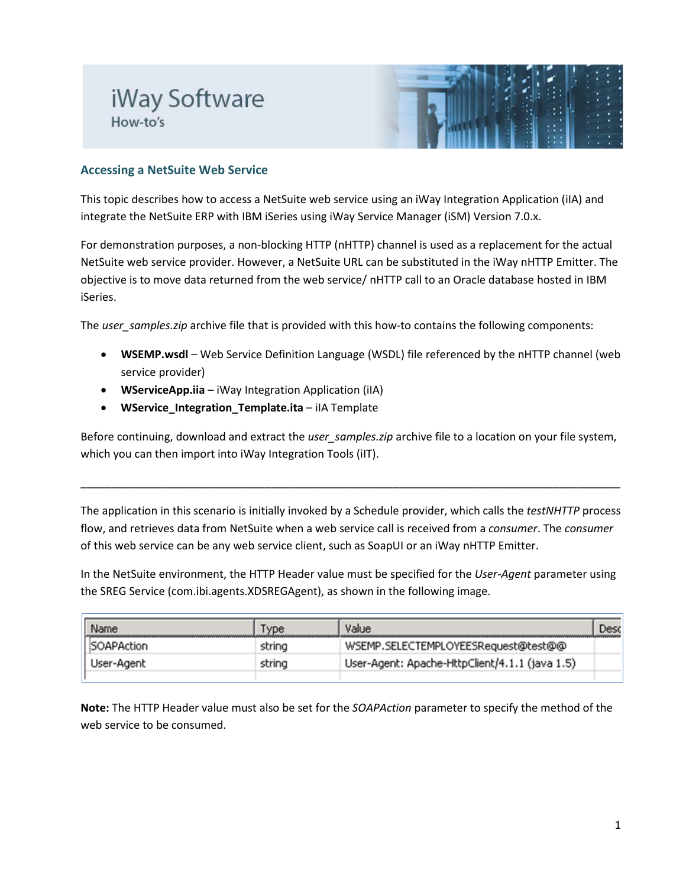# iWay Software

How-to's

## Accessing a NetSuite Web Service

This topic describes how to access a NetSuite web service using an iWay Integration Application (iIA) and integrate the NetSuite ERP with IBM iSeries using iWay Service Manager (iSM) Version 7.0.x.

For demonstration purposes, a non-blocking HTTP (nHTTP) channel is used as a replacement for the actual NetSuite web service provider. However, a NetSuite URL can be substituted in the iWay nHTTP Emitter. The objective is to move data returned from the web service/ nHTTP call to an Oracle database hosted in IBM iSeries.

The *user_samples.zip* archive file that is provided with this how-to contains the following components:

- **WSEMP.wsdl** – Web Service Definition Language (WSDL) file referenced by the nHTTP channel (web service provider)
- **WServiceApp.iia** – iWay Integration Application (iIA)
- **WService_Integration_Template.ita** – iIA Template

Before continuing, download and extract the *user_samples.zip* archive file to a location on your file system, which you can then import into iWay Integration Tools (iIT).

---

The application in this scenario is initially invoked by a Schedule provider, which calls the *testNHTTP* process flow, and retrieves data from NetSuite when a web service call is received from a *consumer*. The *consumer* of this web service can be any web service client, such as SoapUI or an iWay nHTTP Emitter.

In the NetSuite environment, the HTTP Header value must be specified for the *User-Agent* parameter using the SREG Service (com.ibi.agents.XDSREGAgent), as shown in the following image.

| Name | Type | Value | Desc |
|---|---|---|---|
| SOAPAction | string | WSEMP.SELECTEMPLOYEESRequest@test@@ | |
| User-Agent | string | User-Agent: Apache-HttpClient/4.1.1 (java 1.5) | |
| | | | |

**Note:** The HTTP Header value must also be set for the *SOAPAction* parameter to specify the method of the web service to be consumed.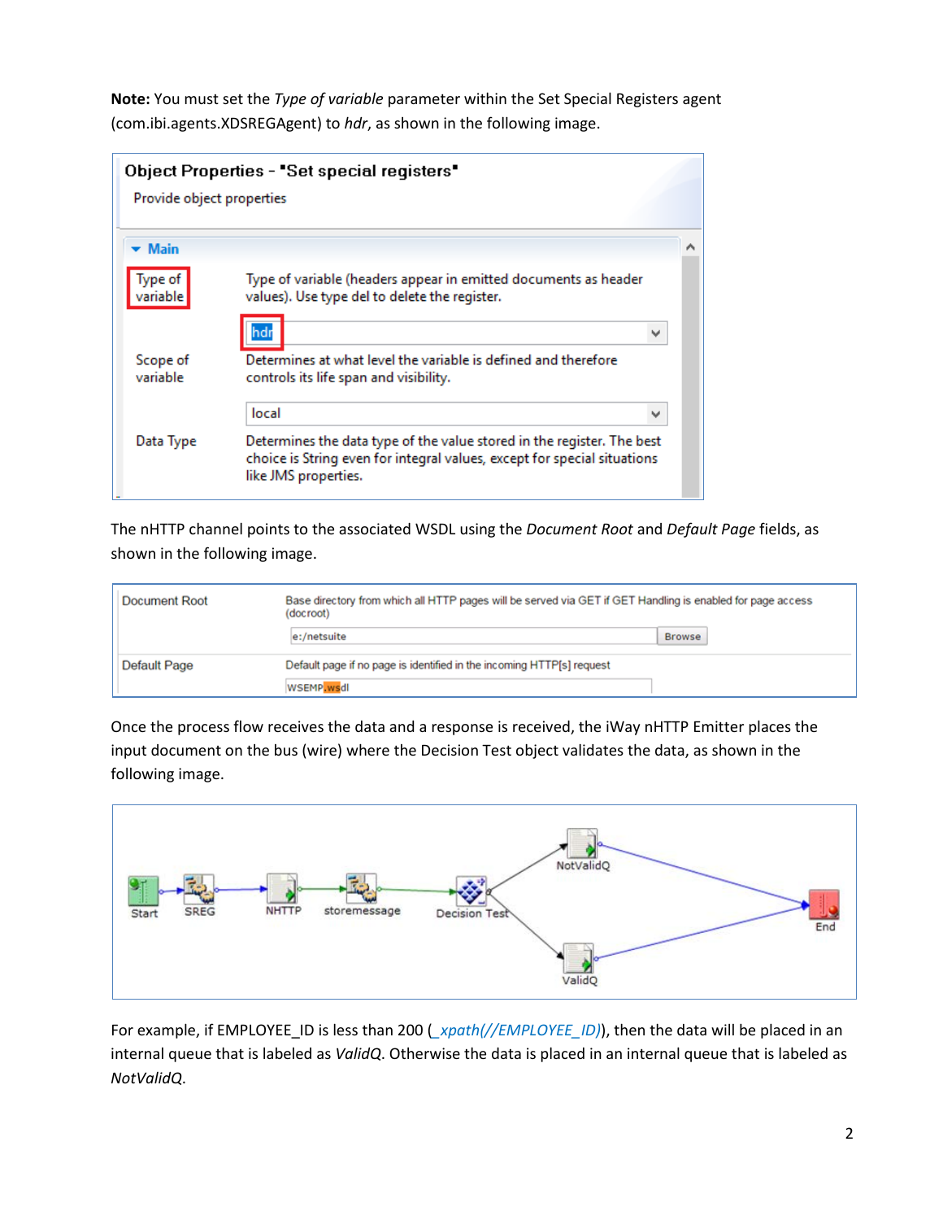**Note:** You must set the *Type of variable* parameter within the Set Special Registers agent (com.ibi.agents.XDSREGAgent) to *hdr*, as shown in the following image.

The nHTTP channel points to the associated WSDL using the *Document Root* and *Default Page* fields, as shown in the following image.

Once the process flow receives the data and a response is received, the iWay nHTTP Emitter places the input document on the bus (wire) where the Decision Test object validates the data, as shown in the following image.

For example, if EMPLOYEE_ID is less than 200 (*_xpath(//EMPLOYEE_ID)*), then the data will be placed in an internal queue that is labeled as *ValidQ*. Otherwise the data is placed in an internal queue that is labeled as *NotValidQ*.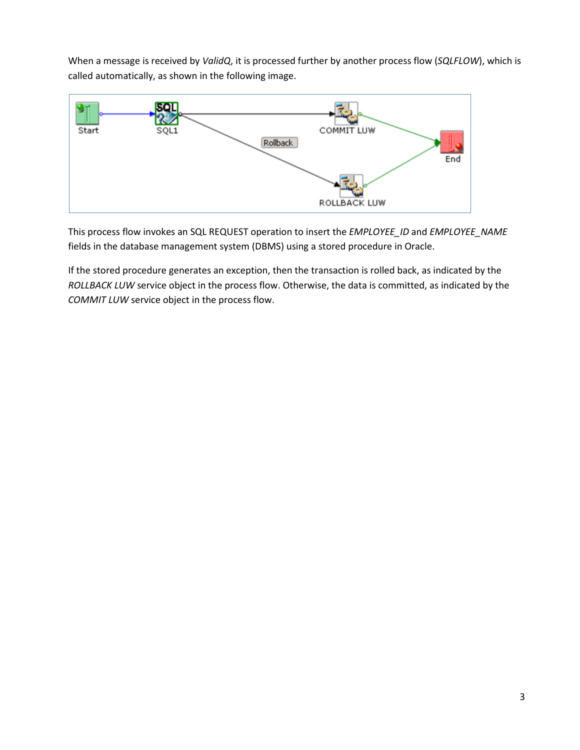When a message is received by *ValidQ*, it is processed further by another process flow (*SQLFLOW*), which is called automatically, as shown in the following image.

Start

SQL1

COMMIT LUW

Rollback

End

ROLLBACK LUW

This process flow invokes an SQL REQUEST operation to insert the *EMPLOYEE_ID* and *EMPLOYEE_NAME* fields in the database management system (DBMS) using a stored procedure in Oracle.

If the stored procedure generates an exception, then the transaction is rolled back, as indicated by the *ROLLBACK LUW* service object in the process flow. Otherwise, the data is committed, as indicated by the *COMMIT LUW* service object in the process flow.